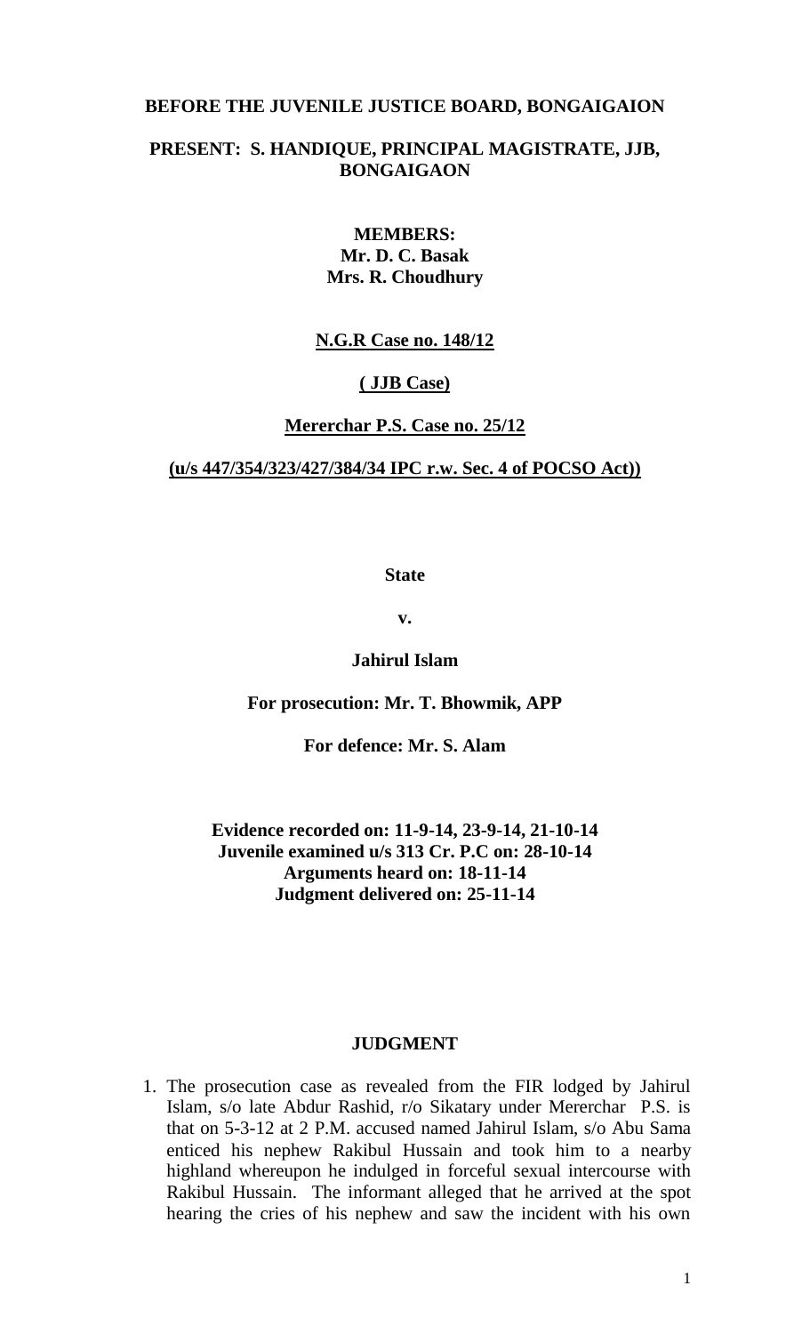**BEFORE THE JUVENILE JUSTICE BOARD, BONGAIGAION**

**PRESENT: S. HANDIQUE, PRINCIPAL MAGISTRATE, JJB, BONGAIGAON**

**MEMBERS:**
**Mr. D. C. Basak**
**Mrs. R. Choudhury**

**N.G.R Case no. 148/12**

**( JJB Case)**

**Mererchar P.S. Case no. 25/12**

**(u/s 447/354/323/427/384/34 IPC r.w. Sec. 4 of POCSO Act))**

**State**

**v.**

**Jahirul Islam**

**For prosecution: Mr. T. Bhowmik, APP**

**For defence: Mr. S. Alam**

**Evidence recorded on: 11-9-14, 23-9-14, 21-10-14**
**Juvenile examined u/s 313 Cr. P.C on: 28-10-14**
**Arguments heard on: 18-11-14**
**Judgment delivered on: 25-11-14**

## JUDGMENT

1. The prosecution case as revealed from the FIR lodged by Jahirul Islam, s/o late Abdur Rashid, r/o Sikatary under Mererchar P.S. is that on 5-3-12 at 2 P.M. accused named Jahirul Islam, s/o Abu Sama enticed his nephew Rakibul Hussain and took him to a nearby highland whereupon he indulged in forceful sexual intercourse with Rakibul Hussain. The informant alleged that he arrived at the spot hearing the cries of his nephew and saw the incident with his own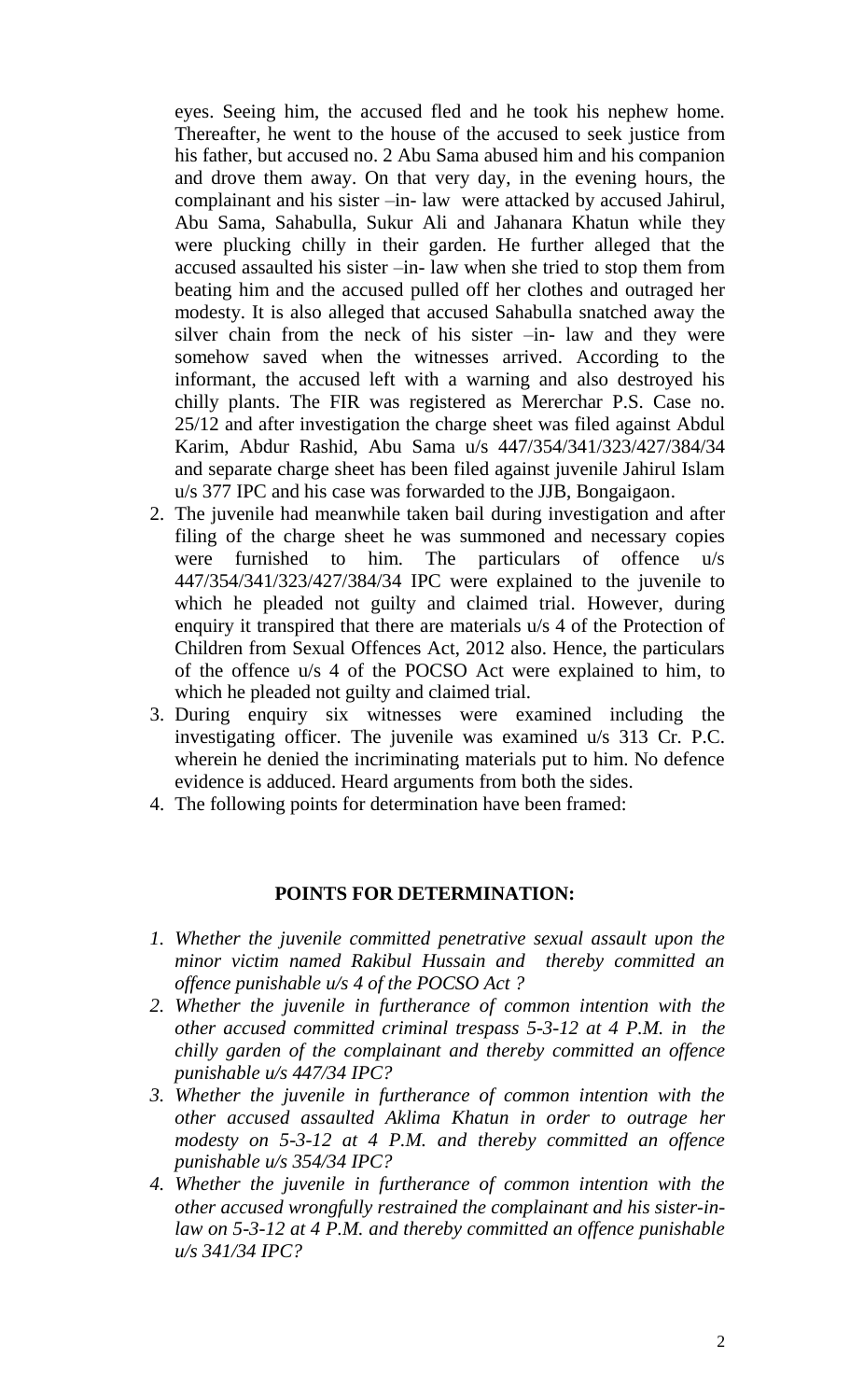eyes. Seeing him, the accused fled and he took his nephew home. Thereafter, he went to the house of the accused to seek justice from his father, but accused no. 2 Abu Sama abused him and his companion and drove them away. On that very day, in the evening hours, the complainant and his sister –in- law were attacked by accused Jahirul, Abu Sama, Sahabulla, Sukur Ali and Jahanara Khatun while they were plucking chilly in their garden. He further alleged that the accused assaulted his sister –in- law when she tried to stop them from beating him and the accused pulled off her clothes and outraged her modesty. It is also alleged that accused Sahabulla snatched away the silver chain from the neck of his sister –in- law and they were somehow saved when the witnesses arrived. According to the informant, the accused left with a warning and also destroyed his chilly plants. The FIR was registered as Mererchar P.S. Case no. 25/12 and after investigation the charge sheet was filed against Abdul Karim, Abdur Rashid, Abu Sama u/s 447/354/341/323/427/384/34 and separate charge sheet has been filed against juvenile Jahirul Islam u/s 377 IPC and his case was forwarded to the JJB, Bongaigaon.

2. The juvenile had meanwhile taken bail during investigation and after filing of the charge sheet he was summoned and necessary copies were furnished to him. The particulars of offence u/s 447/354/341/323/427/384/34 IPC were explained to the juvenile to which he pleaded not guilty and claimed trial. However, during enquiry it transpired that there are materials u/s 4 of the Protection of Children from Sexual Offences Act, 2012 also. Hence, the particulars of the offence u/s 4 of the POCSO Act were explained to him, to which he pleaded not guilty and claimed trial.
3. During enquiry six witnesses were examined including the investigating officer. The juvenile was examined u/s 313 Cr. P.C. wherein he denied the incriminating materials put to him. No defence evidence is adduced. Heard arguments from both the sides.
4. The following points for determination have been framed:

**POINTS FOR DETERMINATION:**

1. *Whether the juvenile committed penetrative sexual assault upon the minor victim named Rakibul Hussain and thereby committed an offence punishable u/s 4 of the POCSO Act ?*
2. *Whether the juvenile in furtherance of common intention with the other accused committed criminal trespass 5-3-12 at 4 P.M. in the chilly garden of the complainant and thereby committed an offence punishable u/s 447/34 IPC?*
3. *Whether the juvenile in furtherance of common intention with the other accused assaulted Aklima Khatun in order to outrage her modesty on 5-3-12 at 4 P.M. and thereby committed an offence punishable u/s 354/34 IPC?*
4. *Whether the juvenile in furtherance of common intention with the other accused wrongfully restrained the complainant and his sister-in-law on 5-3-12 at 4 P.M. and thereby committed an offence punishable u/s 341/34 IPC?*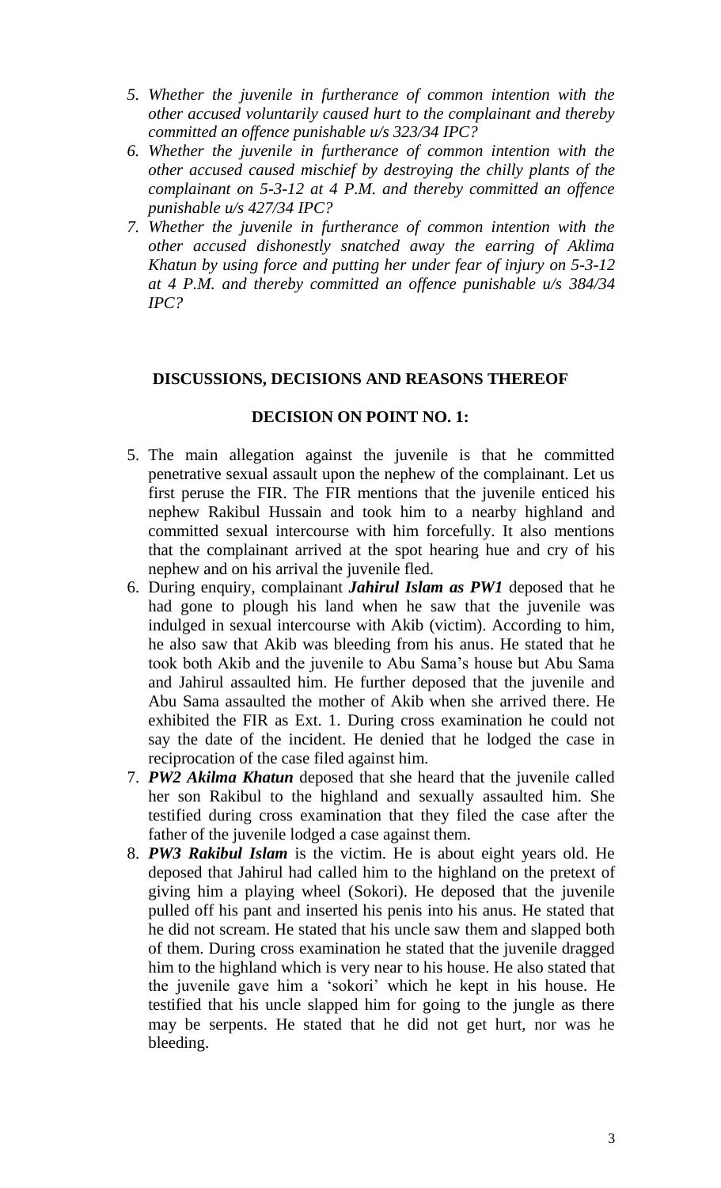5. *Whether the juvenile in furtherance of common intention with the other accused voluntarily caused hurt to the complainant and thereby committed an offence punishable u/s 323/34 IPC?*
6. *Whether the juvenile in furtherance of common intention with the other accused caused mischief by destroying the chilly plants of the complainant on 5-3-12 at 4 P.M. and thereby committed an offence punishable u/s 427/34 IPC?*
7. *Whether the juvenile in furtherance of common intention with the other accused dishonestly snatched away the earring of Aklima Khatun by using force and putting her under fear of injury on 5-3-12 at 4 P.M. and thereby committed an offence punishable u/s 384/34 IPC?*

## DISCUSSIONS, DECISIONS AND REASONS THEREOF

### DECISION ON POINT NO. 1:

5. The main allegation against the juvenile is that he committed penetrative sexual assault upon the nephew of the complainant. Let us first peruse the FIR. The FIR mentions that the juvenile enticed his nephew Rakibul Hussain and took him to a nearby highland and committed sexual intercourse with him forcefully. It also mentions that the complainant arrived at the spot hearing hue and cry of his nephew and on his arrival the juvenile fled.
6. During enquiry, complainant ***Jahirul Islam as PW1*** deposed that he had gone to plough his land when he saw that the juvenile was indulged in sexual intercourse with Akib (victim). According to him, he also saw that Akib was bleeding from his anus. He stated that he took both Akib and the juvenile to Abu Sama's house but Abu Sama and Jahirul assaulted him. He further deposed that the juvenile and Abu Sama assaulted the mother of Akib when she arrived there. He exhibited the FIR as Ext. 1. During cross examination he could not say the date of the incident. He denied that he lodged the case in reciprocation of the case filed against him.
7. ***PW2 Akilma Khatun*** deposed that she heard that the juvenile called her son Rakibul to the highland and sexually assaulted him. She testified during cross examination that they filed the case after the father of the juvenile lodged a case against them.
8. ***PW3 Rakibul Islam*** is the victim. He is about eight years old. He deposed that Jahirul had called him to the highland on the pretext of giving him a playing wheel (Sokori). He deposed that the juvenile pulled off his pant and inserted his penis into his anus. He stated that he did not scream. He stated that his uncle saw them and slapped both of them. During cross examination he stated that the juvenile dragged him to the highland which is very near to his house. He also stated that the juvenile gave him a 'sokori' which he kept in his house. He testified that his uncle slapped him for going to the jungle as there may be serpents. He stated that he did not get hurt, nor was he bleeding.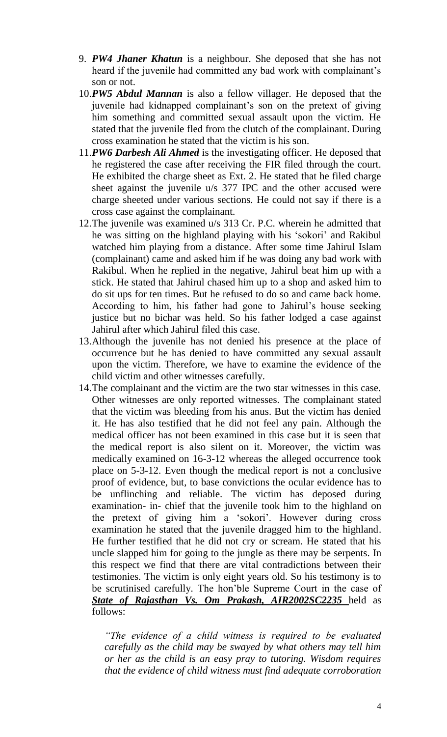9. ***PW4 Jhaner Khatun*** is a neighbour. She deposed that she has not heard if the juvenile had committed any bad work with complainant's son or not.

10. ***PW5 Abdul Mannan*** is also a fellow villager. He deposed that the juvenile had kidnapped complainant's son on the pretext of giving him something and committed sexual assault upon the victim. He stated that the juvenile fled from the clutch of the complainant. During cross examination he stated that the victim is his son.

11. ***PW6 Darbesh Ali Ahmed*** is the investigating officer. He deposed that he registered the case after receiving the FIR filed through the court. He exhibited the charge sheet as Ext. 2. He stated that he filed charge sheet against the juvenile u/s 377 IPC and the other accused were charge sheeted under various sections. He could not say if there is a cross case against the complainant.

12. The juvenile was examined u/s 313 Cr. P.C. wherein he admitted that he was sitting on the highland playing with his 'sokori' and Rakibul watched him playing from a distance. After some time Jahirul Islam (complainant) came and asked him if he was doing any bad work with Rakibul. When he replied in the negative, Jahirul beat him up with a stick. He stated that Jahirul chased him up to a shop and asked him to do sit ups for ten times. But he refused to do so and came back home. According to him, his father had gone to Jahirul's house seeking justice but no bichar was held. So his father lodged a case against Jahirul after which Jahirul filed this case.

13. Although the juvenile has not denied his presence at the place of occurrence but he has denied to have committed any sexual assault upon the victim. Therefore, we have to examine the evidence of the child victim and other witnesses carefully.

14. The complainant and the victim are the two star witnesses in this case. Other witnesses are only reported witnesses. The complainant stated that the victim was bleeding from his anus. But the victim has denied it. He has also testified that he did not feel any pain. Although the medical officer has not been examined in this case but it is seen that the medical report is also silent on it. Moreover, the victim was medically examined on 16-3-12 whereas the alleged occurrence took place on 5-3-12. Even though the medical report is not a conclusive proof of evidence, but, to base convictions the ocular evidence has to be unflinching and reliable. The victim has deposed during examination- in- chief that the juvenile took him to the highland on the pretext of giving him a 'sokori'. However during cross examination he stated that the juvenile dragged him to the highland. He further testified that he did not cry or scream. He stated that his uncle slapped him for going to the jungle as there may be serpents. In this respect we find that there are vital contradictions between their testimonies. The victim is only eight years old. So his testimony is to be scrutinised carefully. The hon'ble Supreme Court in the case of ***State of Rajasthan Vs. Om Prakash, AIR2002SC2235*** held as follows:

    *"The evidence of a child witness is required to be evaluated carefully as the child may be swayed by what others may tell him or her as the child is an easy pray to tutoring. Wisdom requires that the evidence of child witness must find adequate corroboration*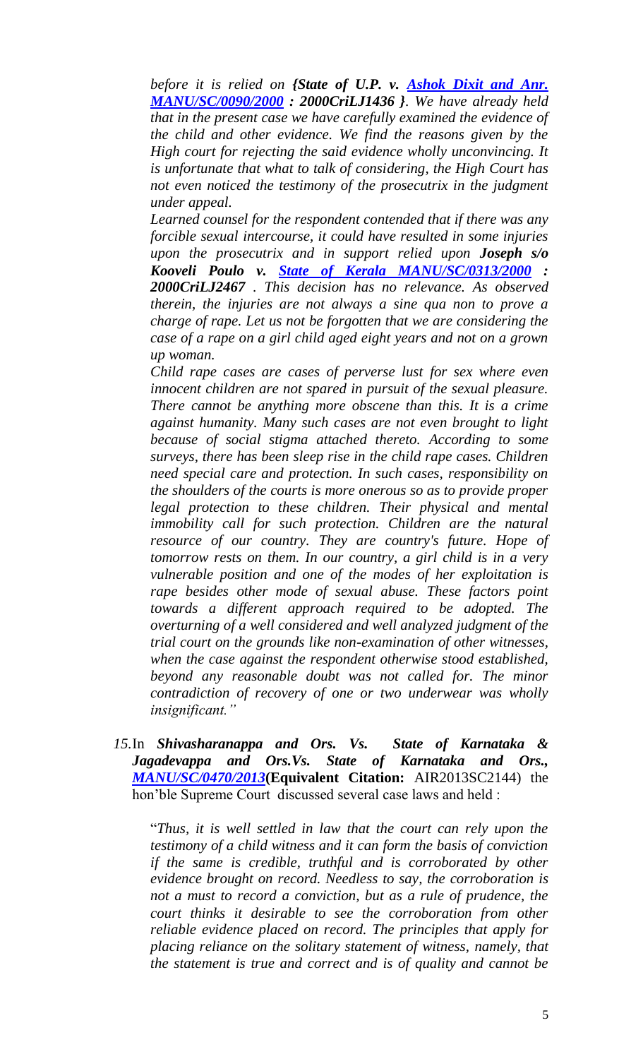*before it is relied on **{State of U.P. v. Ashok Dixit and Anr. MANU/SC/0090/2000 : 2000CriLJ1436 }**. We have already held that in the present case we have carefully examined the evidence of the child and other evidence. We find the reasons given by the High court for rejecting the said evidence wholly unconvincing. It is unfortunate that what to talk of considering, the High Court has not even noticed the testimony of the prosecutrix in the judgment under appeal.*

*Learned counsel for the respondent contended that if there was any forcible sexual intercourse, it could have resulted in some injuries upon the prosecutrix and in support relied upon **Joseph s/o Kooveli Poulo v. State of Kerala MANU/SC/0313/2000 : 2000CriLJ2467** . This decision has no relevance. As observed therein, the injuries are not always a sine qua non to prove a charge of rape. Let us not be forgotten that we are considering the case of a rape on a girl child aged eight years and not on a grown up woman.*

*Child rape cases are cases of perverse lust for sex where even innocent children are not spared in pursuit of the sexual pleasure. There cannot be anything more obscene than this. It is a crime against humanity. Many such cases are not even brought to light because of social stigma attached thereto. According to some surveys, there has been sleep rise in the child rape cases. Children need special care and protection. In such cases, responsibility on the shoulders of the courts is more onerous so as to provide proper legal protection to these children. Their physical and mental immobility call for such protection. Children are the natural resource of our country. They are country's future. Hope of tomorrow rests on them. In our country, a girl child is in a very vulnerable position and one of the modes of her exploitation is rape besides other mode of sexual abuse. These factors point towards a different approach required to be adopted. The overturning of a well considered and well analyzed judgment of the trial court on the grounds like non-examination of other witnesses, when the case against the respondent otherwise stood established, beyond any reasonable doubt was not called for. The minor contradiction of recovery of one or two underwear was wholly insignificant."*

*15.* In ***Shivasharanappa and Ors. Vs. State of Karnataka & Jagadevappa and Ors.Vs. State of Karnataka and Ors., MANU/SC/0470/2013*** **(Equivalent Citation:** AIR2013SC2144) the hon'ble Supreme Court discussed several case laws and held :

"*Thus, it is well settled in law that the court can rely upon the testimony of a child witness and it can form the basis of conviction if the same is credible, truthful and is corroborated by other evidence brought on record. Needless to say, the corroboration is not a must to record a conviction, but as a rule of prudence, the court thinks it desirable to see the corroboration from other reliable evidence placed on record. The principles that apply for placing reliance on the solitary statement of witness, namely, that the statement is true and correct and is of quality and cannot be*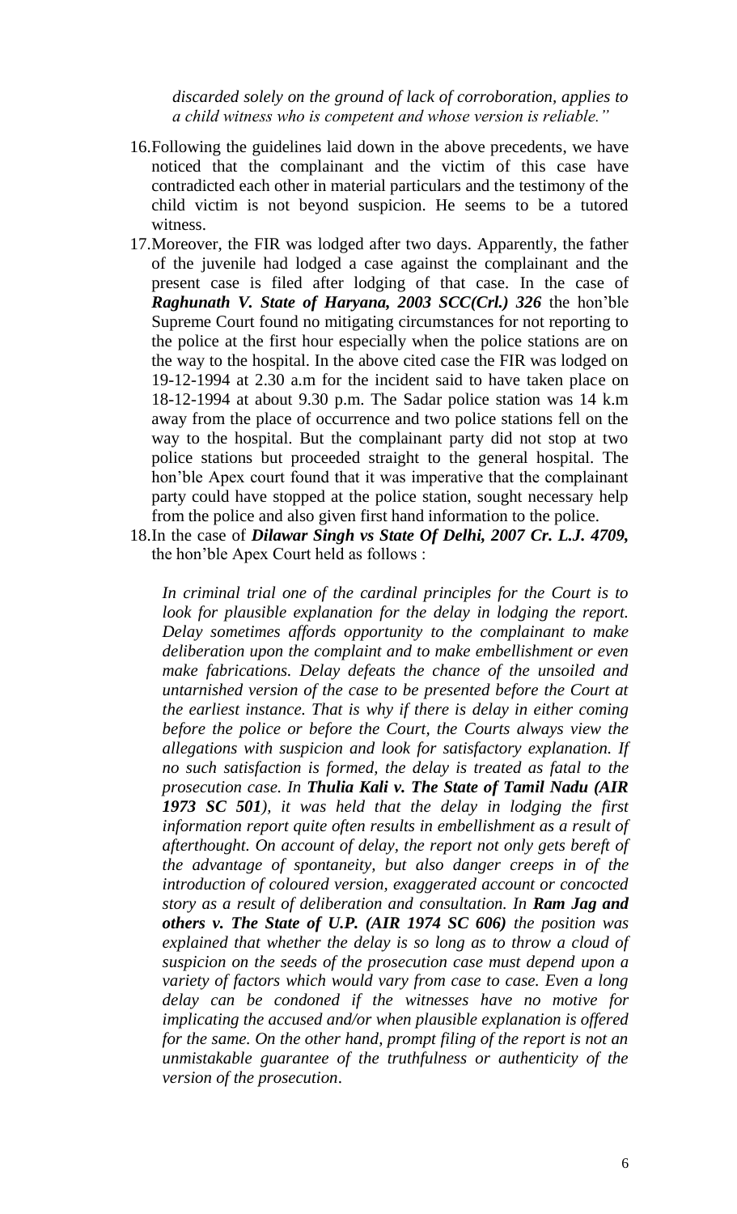*discarded solely on the ground of lack of corroboration, applies to a child witness who is competent and whose version is reliable."*

16. Following the guidelines laid down in the above precedents, we have noticed that the complainant and the victim of this case have contradicted each other in material particulars and the testimony of the child victim is not beyond suspicion. He seems to be a tutored witness.

17. Moreover, the FIR was lodged after two days. Apparently, the father of the juvenile had lodged a case against the complainant and the present case is filed after lodging of that case. In the case of ***Raghunath V. State of Haryana, 2003 SCC(Crl.) 326*** the hon'ble Supreme Court found no mitigating circumstances for not reporting to the police at the first hour especially when the police stations are on the way to the hospital. In the above cited case the FIR was lodged on 19-12-1994 at 2.30 a.m for the incident said to have taken place on 18-12-1994 at about 9.30 p.m. The Sadar police station was 14 k.m away from the place of occurrence and two police stations fell on the way to the hospital. But the complainant party did not stop at two police stations but proceeded straight to the general hospital. The hon'ble Apex court found that it was imperative that the complainant party could have stopped at the police station, sought necessary help from the police and also given first hand information to the police.

18. In the case of ***Dilawar Singh vs State Of Delhi, 2007 Cr. L.J. 4709,*** the hon'ble Apex Court held as follows :

*In criminal trial one of the cardinal principles for the Court is to look for plausible explanation for the delay in lodging the report. Delay sometimes affords opportunity to the complainant to make deliberation upon the complaint and to make embellishment or even make fabrications. Delay defeats the chance of the unsoiled and untarnished version of the case to be presented before the Court at the earliest instance. That is why if there is delay in either coming before the police or before the Court, the Courts always view the allegations with suspicion and look for satisfactory explanation. If no such satisfaction is formed, the delay is treated as fatal to the prosecution case. In **Thulia Kali v. The State of Tamil Nadu (AIR 1973 SC 501)**, it was held that the delay in lodging the first information report quite often results in embellishment as a result of afterthought. On account of delay, the report not only gets bereft of the advantage of spontaneity, but also danger creeps in of the introduction of coloured version, exaggerated account or concocted story as a result of deliberation and consultation. In **Ram Jag and others v. The State of U.P. (AIR 1974 SC 606)** the position was explained that whether the delay is so long as to throw a cloud of suspicion on the seeds of the prosecution case must depend upon a variety of factors which would vary from case to case. Even a long delay can be condoned if the witnesses have no motive for implicating the accused and/or when plausible explanation is offered for the same. On the other hand, prompt filing of the report is not an unmistakable guarantee of the truthfulness or authenticity of the version of the prosecution.*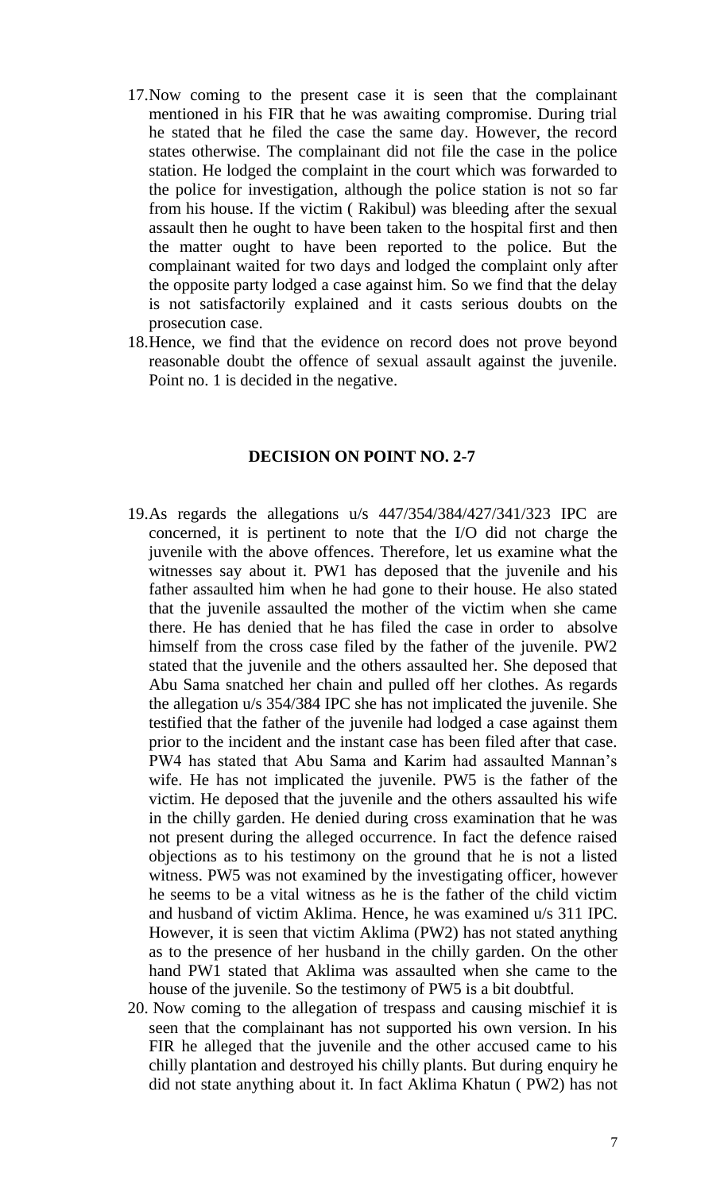17. Now coming to the present case it is seen that the complainant mentioned in his FIR that he was awaiting compromise. During trial he stated that he filed the case the same day. However, the record states otherwise. The complainant did not file the case in the police station. He lodged the complaint in the court which was forwarded to the police for investigation, although the police station is not so far from his house. If the victim ( Rakibul) was bleeding after the sexual assault then he ought to have been taken to the hospital first and then the matter ought to have been reported to the police. But the complainant waited for two days and lodged the complaint only after the opposite party lodged a case against him. So we find that the delay is not satisfactorily explained and it casts serious doubts on the prosecution case.

18. Hence, we find that the evidence on record does not prove beyond reasonable doubt the offence of sexual assault against the juvenile. Point no. 1 is decided in the negative.

## DECISION ON POINT NO. 2-7

19. As regards the allegations u/s 447/354/384/427/341/323 IPC are concerned, it is pertinent to note that the I/O did not charge the juvenile with the above offences. Therefore, let us examine what the witnesses say about it. PW1 has deposed that the juvenile and his father assaulted him when he had gone to their house. He also stated that the juvenile assaulted the mother of the victim when she came there. He has denied that he has filed the case in order to absolve himself from the cross case filed by the father of the juvenile. PW2 stated that the juvenile and the others assaulted her. She deposed that Abu Sama snatched her chain and pulled off her clothes. As regards the allegation u/s 354/384 IPC she has not implicated the juvenile. She testified that the father of the juvenile had lodged a case against them prior to the incident and the instant case has been filed after that case. PW4 has stated that Abu Sama and Karim had assaulted Mannan's wife. He has not implicated the juvenile. PW5 is the father of the victim. He deposed that the juvenile and the others assaulted his wife in the chilly garden. He denied during cross examination that he was not present during the alleged occurrence. In fact the defence raised objections as to his testimony on the ground that he is not a listed witness. PW5 was not examined by the investigating officer, however he seems to be a vital witness as he is the father of the child victim and husband of victim Aklima. Hence, he was examined u/s 311 IPC. However, it is seen that victim Aklima (PW2) has not stated anything as to the presence of her husband in the chilly garden. On the other hand PW1 stated that Aklima was assaulted when she came to the house of the juvenile. So the testimony of PW5 is a bit doubtful.

20. Now coming to the allegation of trespass and causing mischief it is seen that the complainant has not supported his own version. In his FIR he alleged that the juvenile and the other accused came to his chilly plantation and destroyed his chilly plants. But during enquiry he did not state anything about it. In fact Aklima Khatun ( PW2) has not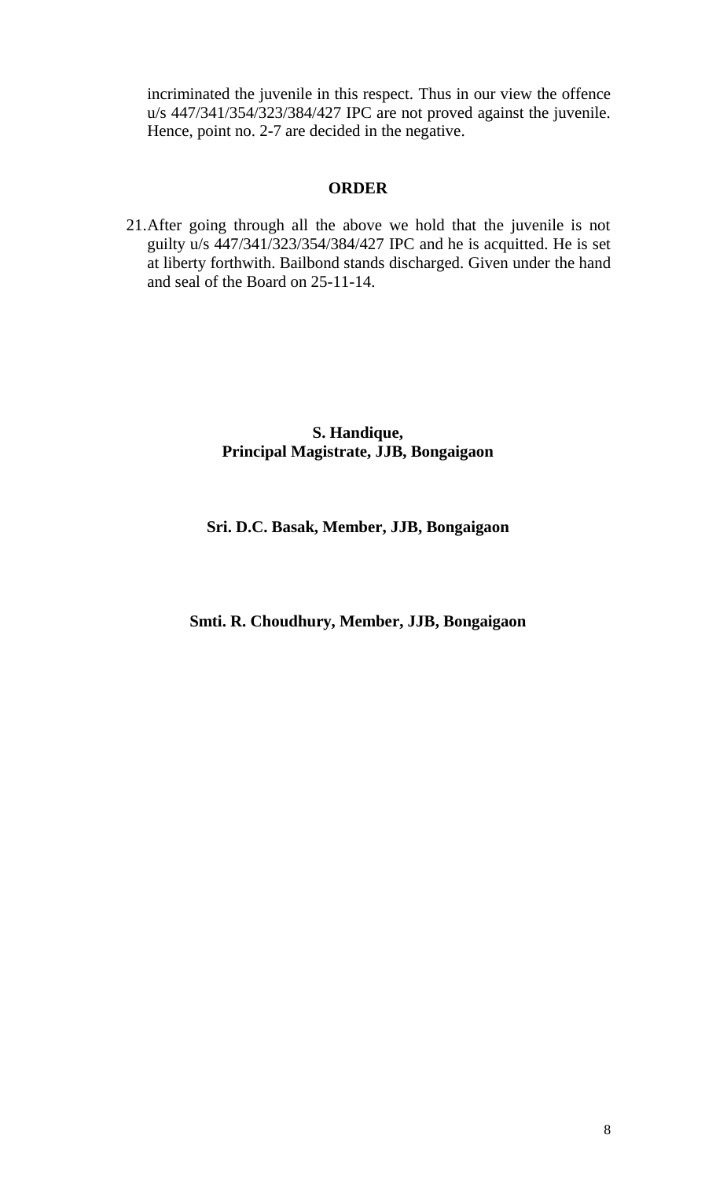incriminated the juvenile in this respect. Thus in our view the offence u/s 447/341/354/323/384/427 IPC are not proved against the juvenile. Hence, point no. 2-7 are decided in the negative.

**ORDER**

21. After going through all the above we hold that the juvenile is not guilty u/s 447/341/323/354/384/427 IPC and he is acquitted. He is set at liberty forthwith. Bailbond stands discharged. Given under the hand and seal of the Board on 25-11-14.

**S. Handique,**
**Principal Magistrate, JJB, Bongaigaon**

**Sri. D.C. Basak, Member, JJB, Bongaigaon**

**Smti. R. Choudhury, Member, JJB, Bongaigaon**